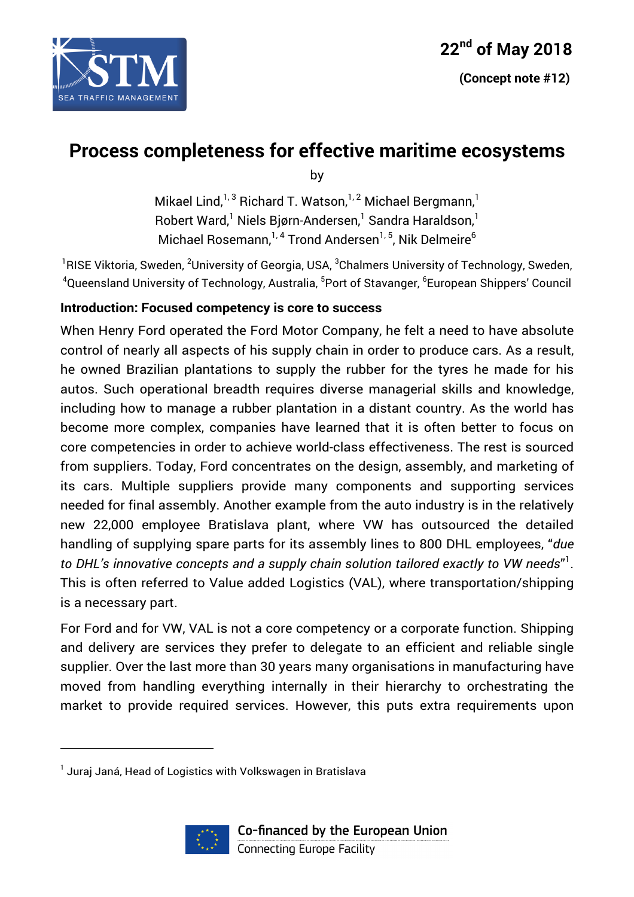22nd of May 2018

**(Concept note #12)**

# Process completeness for effective maritime ecosystems

by

Mikael Lind,[1,3] Richard T. Watson,[1,2] Michael Bergmann,[1] Robert Ward,[1] Niels Bjørn-Andersen,[1] Sandra Haraldson,[1] Michael Rosemann,[1,4] Trond Andersen[1,5], Nik Delmeire[6]

[1]RISE Viktoria, Sweden, [2]University of Georgia, USA, [3]Chalmers University of Technology, Sweden, [4]Queensland University of Technology, Australia, [5]Port of Stavanger, [6]European Shippers' Council

## Introduction: Focused competency is core to success

When Henry Ford operated the Ford Motor Company, he felt a need to have absolute control of nearly all aspects of his supply chain in order to produce cars. As a result, he owned Brazilian plantations to supply the rubber for the tyres he made for his autos. Such operational breadth requires diverse managerial skills and knowledge, including how to manage a rubber plantation in a distant country. As the world has become more complex, companies have learned that it is often better to focus on core competencies in order to achieve world-class effectiveness. The rest is sourced from suppliers. Today, Ford concentrates on the design, assembly, and marketing of its cars. Multiple suppliers provide many components and supporting services needed for final assembly. Another example from the auto industry is in the relatively new 22,000 employee Bratislava plant, where VW has outsourced the detailed handling of supplying spare parts for its assembly lines to 800 DHL employees, "*due to DHL's innovative concepts and a supply chain solution tailored exactly to VW needs*"[1]. This is often referred to Value added Logistics (VAL), where transportation/shipping is a necessary part.

For Ford and for VW, VAL is not a core competency or a corporate function. Shipping and delivery are services they prefer to delegate to an efficient and reliable single supplier. Over the last more than 30 years many organisations in manufacturing have moved from handling everything internally in their hierarchy to orchestrating the market to provide required services. However, this puts extra requirements upon

[1] Juraj Janá, Head of Logistics with Volkswagen in Bratislava

Co-financed by the European Union
Connecting Europe Facility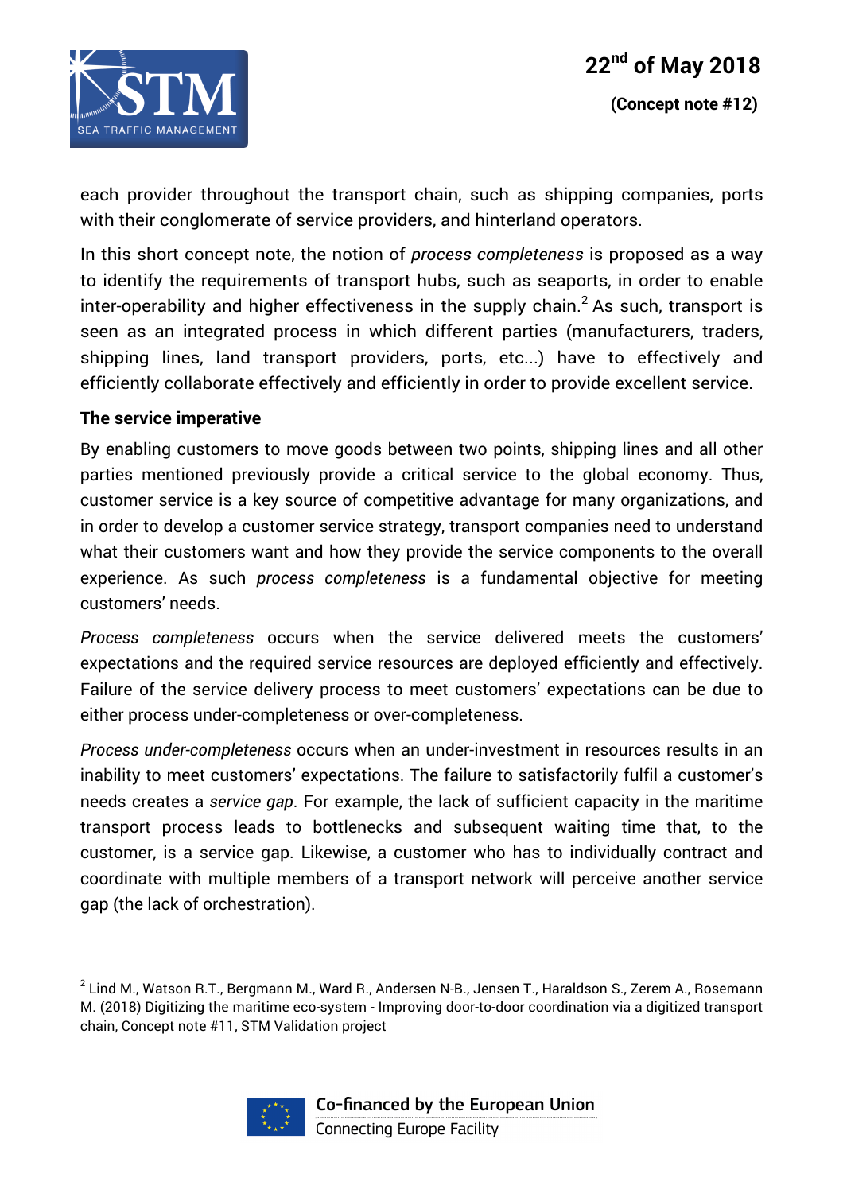each provider throughout the transport chain, such as shipping companies, ports with their conglomerate of service providers, and hinterland operators.

In this short concept note, the notion of *process completeness* is proposed as a way to identify the requirements of transport hubs, such as seaports, in order to enable inter-operability and higher effectiveness in the supply chain.[2] As such, transport is seen as an integrated process in which different parties (manufacturers, traders, shipping lines, land transport providers, ports, etc...) have to effectively and efficiently collaborate effectively and efficiently in order to provide excellent service.

**The service imperative**

By enabling customers to move goods between two points, shipping lines and all other parties mentioned previously provide a critical service to the global economy. Thus, customer service is a key source of competitive advantage for many organizations, and in order to develop a customer service strategy, transport companies need to understand what their customers want and how they provide the service components to the overall experience. As such *process completeness* is a fundamental objective for meeting customers' needs.

*Process completeness* occurs when the service delivered meets the customers' expectations and the required service resources are deployed efficiently and effectively. Failure of the service delivery process to meet customers' expectations can be due to either process under-completeness or over-completeness.

*Process under-completeness* occurs when an under-investment in resources results in an inability to meet customers' expectations. The failure to satisfactorily fulfil a customer's needs creates a *service gap*. For example, the lack of sufficient capacity in the maritime transport process leads to bottlenecks and subsequent waiting time that, to the customer, is a service gap. Likewise, a customer who has to individually contract and coordinate with multiple members of a transport network will perceive another service gap (the lack of orchestration).

[2] Lind M., Watson R.T., Bergmann M., Ward R., Andersen N-B., Jensen T., Haraldson S., Zerem A., Rosemann M. (2018) Digitizing the maritime eco-system - Improving door-to-door coordination via a digitized transport chain, Concept note #11, STM Validation project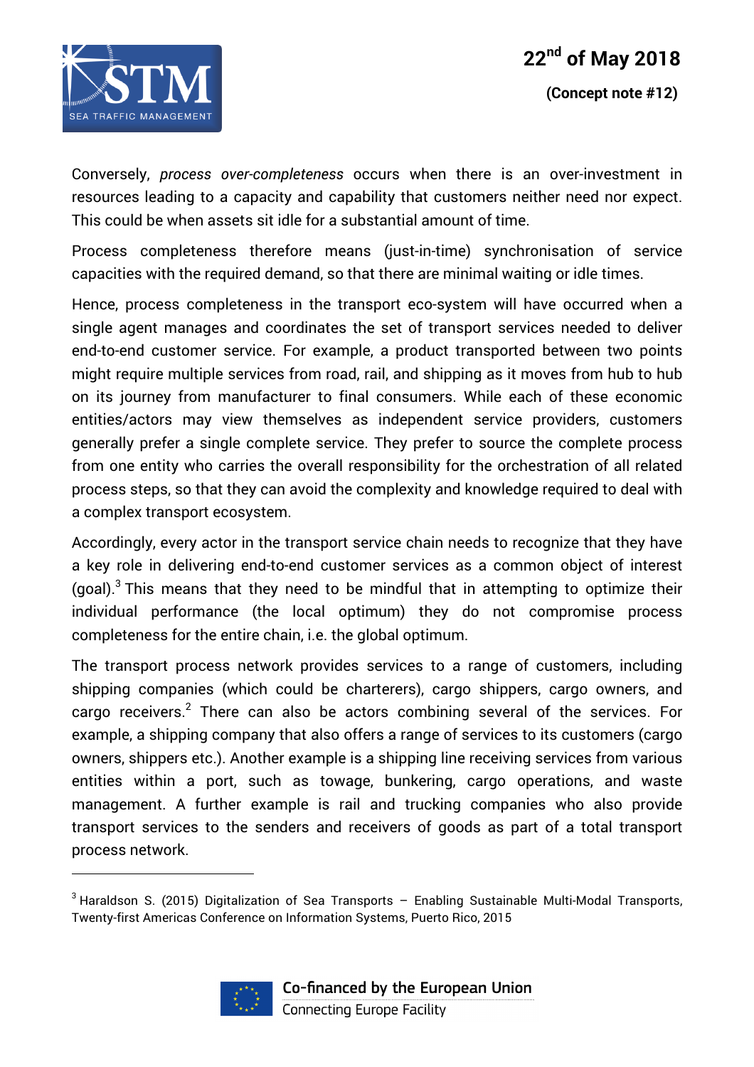Conversely, *process over-completeness* occurs when there is an over-investment in resources leading to a capacity and capability that customers neither need nor expect. This could be when assets sit idle for a substantial amount of time.

Process completeness therefore means (just-in-time) synchronisation of service capacities with the required demand, so that there are minimal waiting or idle times.

Hence, process completeness in the transport eco-system will have occurred when a single agent manages and coordinates the set of transport services needed to deliver end-to-end customer service. For example, a product transported between two points might require multiple services from road, rail, and shipping as it moves from hub to hub on its journey from manufacturer to final consumers. While each of these economic entities/actors may view themselves as independent service providers, customers generally prefer a single complete service. They prefer to source the complete process from one entity who carries the overall responsibility for the orchestration of all related process steps, so that they can avoid the complexity and knowledge required to deal with a complex transport ecosystem.

Accordingly, every actor in the transport service chain needs to recognize that they have a key role in delivering end-to-end customer services as a common object of interest (goal).[3] This means that they need to be mindful that in attempting to optimize their individual performance (the local optimum) they do not compromise process completeness for the entire chain, i.e. the global optimum.

The transport process network provides services to a range of customers, including shipping companies (which could be charterers), cargo shippers, cargo owners, and cargo receivers.[2] There can also be actors combining several of the services. For example, a shipping company that also offers a range of services to its customers (cargo owners, shippers etc.). Another example is a shipping line receiving services from various entities within a port, such as towage, bunkering, cargo operations, and waste management. A further example is rail and trucking companies who also provide transport services to the senders and receivers of goods as part of a total transport process network.

---

[3] Haraldson S. (2015) Digitalization of Sea Transports – Enabling Sustainable Multi-Modal Transports, Twenty-first Americas Conference on Information Systems, Puerto Rico, 2015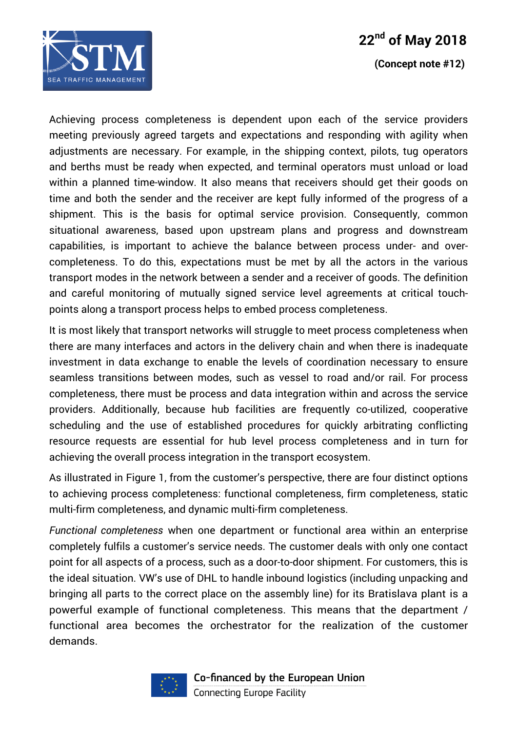Achieving process completeness is dependent upon each of the service providers meeting previously agreed targets and expectations and responding with agility when adjustments are necessary. For example, in the shipping context, pilots, tug operators and berths must be ready when expected, and terminal operators must unload or load within a planned time-window. It also means that receivers should get their goods on time and both the sender and the receiver are kept fully informed of the progress of a shipment. This is the basis for optimal service provision. Consequently, common situational awareness, based upon upstream plans and progress and downstream capabilities, is important to achieve the balance between process under- and over-completeness. To do this, expectations must be met by all the actors in the various transport modes in the network between a sender and a receiver of goods. The definition and careful monitoring of mutually signed service level agreements at critical touch-points along a transport process helps to embed process completeness.

It is most likely that transport networks will struggle to meet process completeness when there are many interfaces and actors in the delivery chain and when there is inadequate investment in data exchange to enable the levels of coordination necessary to ensure seamless transitions between modes, such as vessel to road and/or rail. For process completeness, there must be process and data integration within and across the service providers. Additionally, because hub facilities are frequently co-utilized, cooperative scheduling and the use of established procedures for quickly arbitrating conflicting resource requests are essential for hub level process completeness and in turn for achieving the overall process integration in the transport ecosystem.

As illustrated in Figure 1, from the customer's perspective, there are four distinct options to achieving process completeness: functional completeness, firm completeness, static multi-firm completeness, and dynamic multi-firm completeness.

*Functional completeness* when one department or functional area within an enterprise completely fulfils a customer's service needs. The customer deals with only one contact point for all aspects of a process, such as a door-to-door shipment. For customers, this is the ideal situation. VW's use of DHL to handle inbound logistics (including unpacking and bringing all parts to the correct place on the assembly line) for its Bratislava plant is a powerful example of functional completeness. This means that the department / functional area becomes the orchestrator for the realization of the customer demands.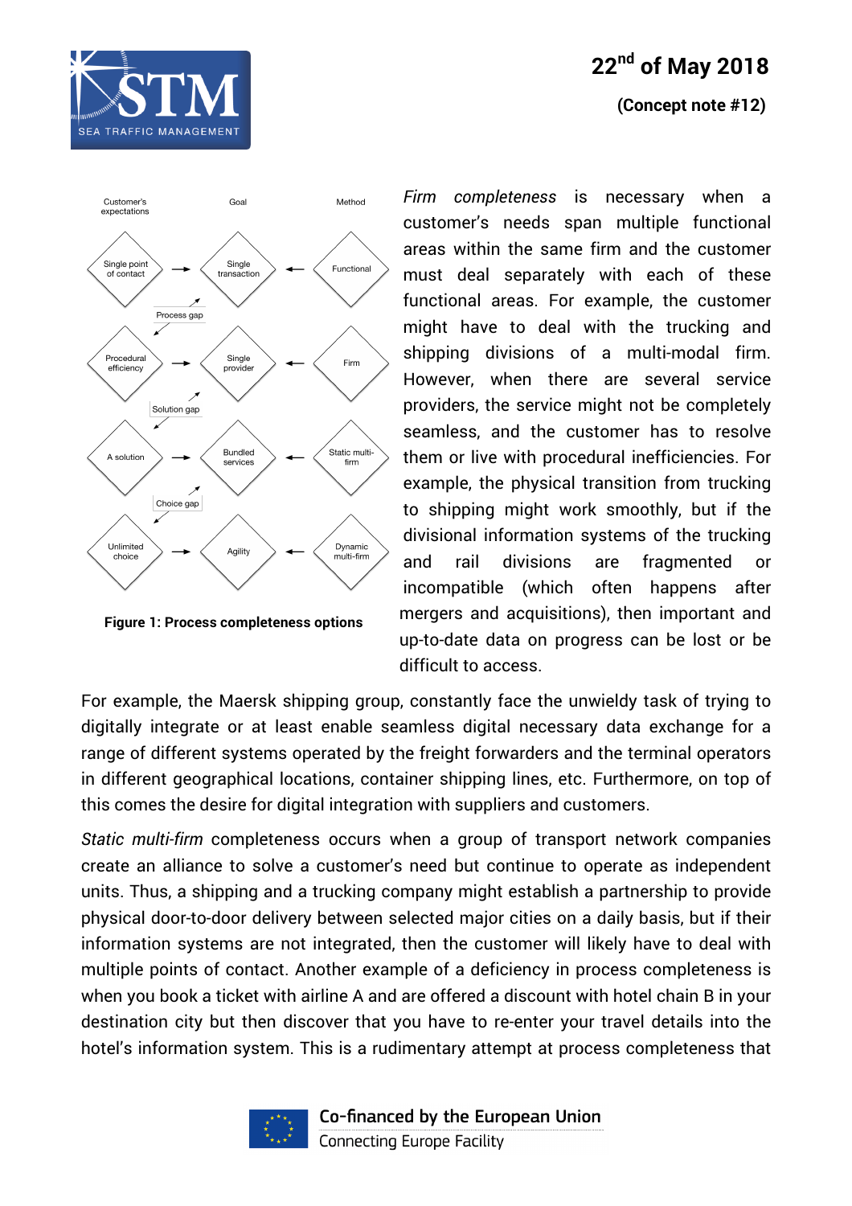Customer's expectations

Goal

Method

Single point of contact

Single transaction

Functional

Process gap

Procedural efficiency

Single provider

Firm

Solution gap

A solution

Bundled services

Static multi-firm

Choice gap

Unlimited choice

Agility

Dynamic multi-firm

**Figure 1: Process completeness options**

*Firm completeness* is necessary when a customer's needs span multiple functional areas within the same firm and the customer must deal separately with each of these functional areas. For example, the customer might have to deal with the trucking and shipping divisions of a multi-modal firm. However, when there are several service providers, the service might not be completely seamless, and the customer has to resolve them or live with procedural inefficiencies. For example, the physical transition from trucking to shipping might work smoothly, but if the divisional information systems of the trucking and rail divisions are fragmented or incompatible (which often happens after mergers and acquisitions), then important and up-to-date data on progress can be lost or be difficult to access.

For example, the Maersk shipping group, constantly face the unwieldy task of trying to digitally integrate or at least enable seamless digital necessary data exchange for a range of different systems operated by the freight forwarders and the terminal operators in different geographical locations, container shipping lines, etc. Furthermore, on top of this comes the desire for digital integration with suppliers and customers.

*Static multi-firm* completeness occurs when a group of transport network companies create an alliance to solve a customer's need but continue to operate as independent units. Thus, a shipping and a trucking company might establish a partnership to provide physical door-to-door delivery between selected major cities on a daily basis, but if their information systems are not integrated, then the customer will likely have to deal with multiple points of contact. Another example of a deficiency in process completeness is when you book a ticket with airline A and are offered a discount with hotel chain B in your destination city but then discover that you have to re-enter your travel details into the hotel's information system. This is a rudimentary attempt at process completeness that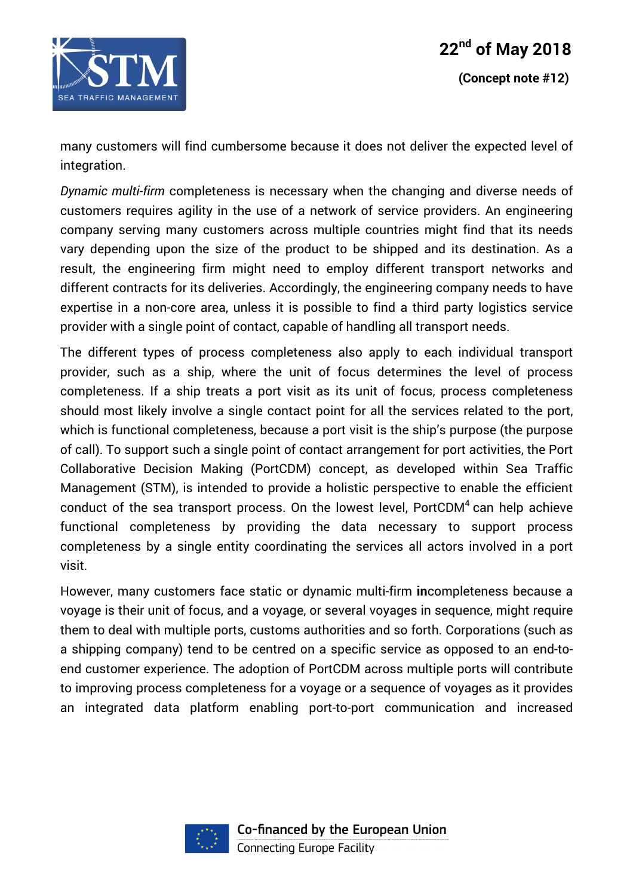many customers will find cumbersome because it does not deliver the expected level of integration.

*Dynamic multi-firm* completeness is necessary when the changing and diverse needs of customers requires agility in the use of a network of service providers. An engineering company serving many customers across multiple countries might find that its needs vary depending upon the size of the product to be shipped and its destination. As a result, the engineering firm might need to employ different transport networks and different contracts for its deliveries. Accordingly, the engineering company needs to have expertise in a non-core area, unless it is possible to find a third party logistics service provider with a single point of contact, capable of handling all transport needs.

The different types of process completeness also apply to each individual transport provider, such as a ship, where the unit of focus determines the level of process completeness. If a ship treats a port visit as its unit of focus, process completeness should most likely involve a single contact point for all the services related to the port, which is functional completeness, because a port visit is the ship's purpose (the purpose of call). To support such a single point of contact arrangement for port activities, the Port Collaborative Decision Making (PortCDM) concept, as developed within Sea Traffic Management (STM), is intended to provide a holistic perspective to enable the efficient conduct of the sea transport process. On the lowest level, PortCDM[4] can help achieve functional completeness by providing the data necessary to support process completeness by a single entity coordinating the services all actors involved in a port visit.

However, many customers face static or dynamic multi-firm **in**completeness because a voyage is their unit of focus, and a voyage, or several voyages in sequence, might require them to deal with multiple ports, customs authorities and so forth. Corporations (such as a shipping company) tend to be centred on a specific service as opposed to an end-to-end customer experience. The adoption of PortCDM across multiple ports will contribute to improving process completeness for a voyage or a sequence of voyages as it provides an integrated data platform enabling port-to-port communication and increased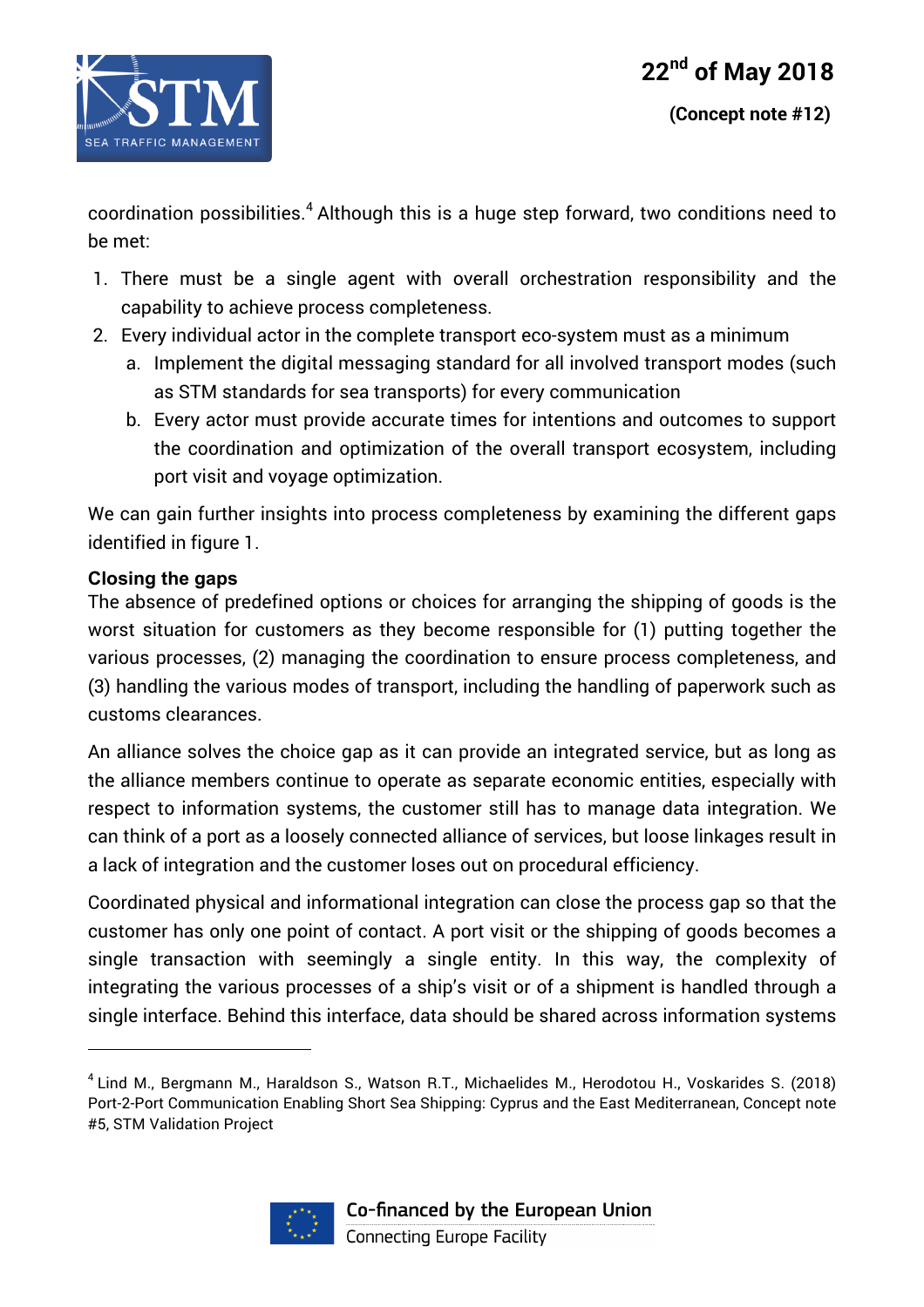coordination possibilities.[4] Although this is a huge step forward, two conditions need to be met:

1. There must be a single agent with overall orchestration responsibility and the capability to achieve process completeness.
2. Every individual actor in the complete transport eco-system must as a minimum
   a. Implement the digital messaging standard for all involved transport modes (such as STM standards for sea transports) for every communication
   b. Every actor must provide accurate times for intentions and outcomes to support the coordination and optimization of the overall transport ecosystem, including port visit and voyage optimization.

We can gain further insights into process completeness by examining the different gaps identified in figure 1.

**Closing the gaps**

The absence of predefined options or choices for arranging the shipping of goods is the worst situation for customers as they become responsible for (1) putting together the various processes, (2) managing the coordination to ensure process completeness, and (3) handling the various modes of transport, including the handling of paperwork such as customs clearances.

An alliance solves the choice gap as it can provide an integrated service, but as long as the alliance members continue to operate as separate economic entities, especially with respect to information systems, the customer still has to manage data integration. We can think of a port as a loosely connected alliance of services, but loose linkages result in a lack of integration and the customer loses out on procedural efficiency.

Coordinated physical and informational integration can close the process gap so that the customer has only one point of contact. A port visit or the shipping of goods becomes a single transaction with seemingly a single entity. In this way, the complexity of integrating the various processes of a ship's visit or of a shipment is handled through a single interface. Behind this interface, data should be shared across information systems

[4] Lind M., Bergmann M., Haraldson S., Watson R.T., Michaelides M., Herodotou H., Voskarides S. (2018) Port-2-Port Communication Enabling Short Sea Shipping: Cyprus and the East Mediterranean, Concept note #5, STM Validation Project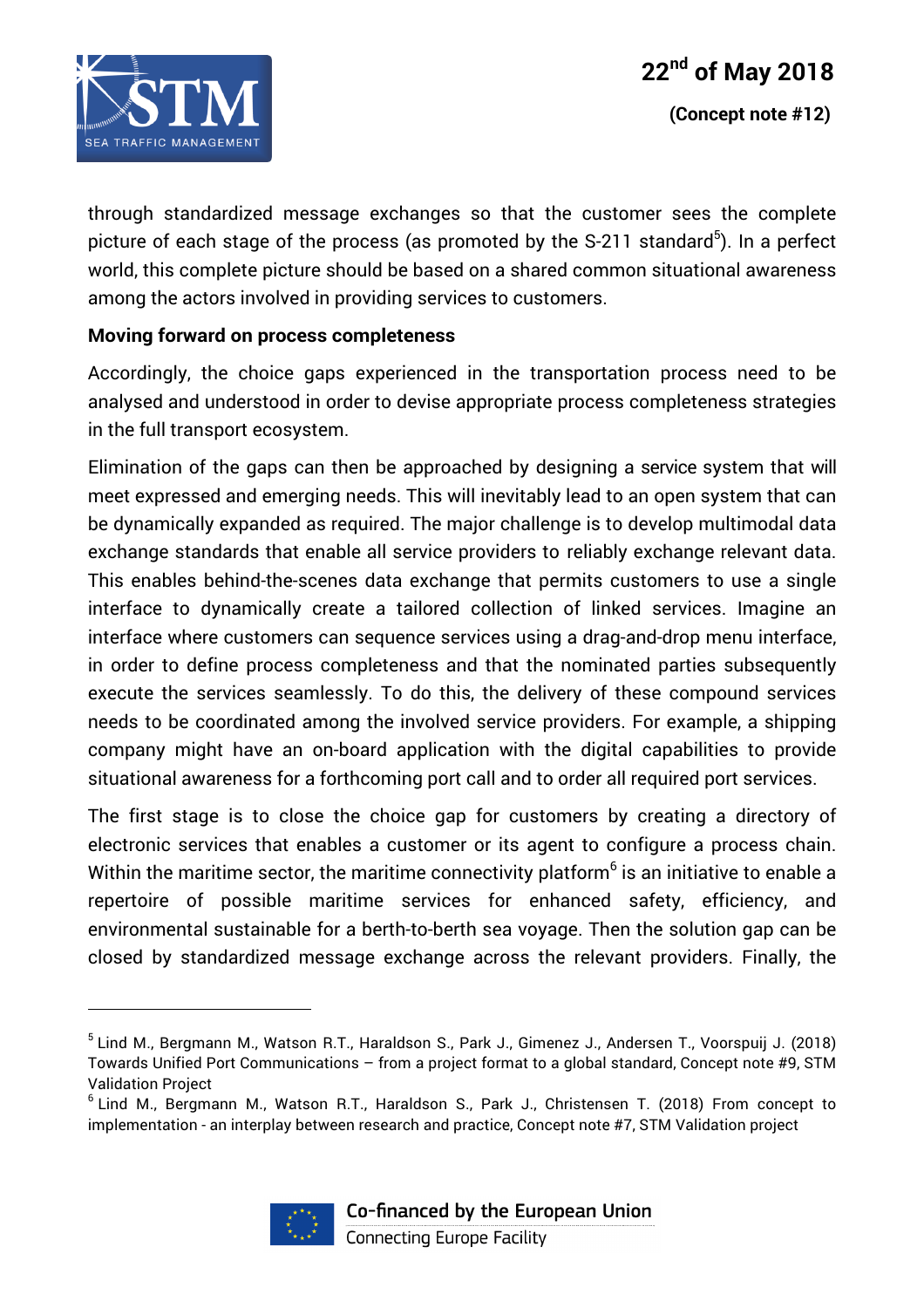through standardized message exchanges so that the customer sees the complete picture of each stage of the process (as promoted by the S-211 standard[5]). In a perfect world, this complete picture should be based on a shared common situational awareness among the actors involved in providing services to customers.

**Moving forward on process completeness**

Accordingly, the choice gaps experienced in the transportation process need to be analysed and understood in order to devise appropriate process completeness strategies in the full transport ecosystem.

Elimination of the gaps can then be approached by designing a service system that will meet expressed and emerging needs. This will inevitably lead to an open system that can be dynamically expanded as required. The major challenge is to develop multimodal data exchange standards that enable all service providers to reliably exchange relevant data. This enables behind-the-scenes data exchange that permits customers to use a single interface to dynamically create a tailored collection of linked services. Imagine an interface where customers can sequence services using a drag-and-drop menu interface, in order to define process completeness and that the nominated parties subsequently execute the services seamlessly. To do this, the delivery of these compound services needs to be coordinated among the involved service providers. For example, a shipping company might have an on-board application with the digital capabilities to provide situational awareness for a forthcoming port call and to order all required port services.

The first stage is to close the choice gap for customers by creating a directory of electronic services that enables a customer or its agent to configure a process chain. Within the maritime sector, the maritime connectivity platform[6] is an initiative to enable a repertoire of possible maritime services for enhanced safety, efficiency, and environmental sustainable for a berth-to-berth sea voyage. Then the solution gap can be closed by standardized message exchange across the relevant providers. Finally, the

---

[5] Lind M., Bergmann M., Watson R.T., Haraldson S., Park J., Gimenez J., Andersen T., Voorspuij J. (2018) Towards Unified Port Communications – from a project format to a global standard, Concept note #9, STM Validation Project

[6] Lind M., Bergmann M., Watson R.T., Haraldson S., Park J., Christensen T. (2018) From concept to implementation - an interplay between research and practice, Concept note #7, STM Validation project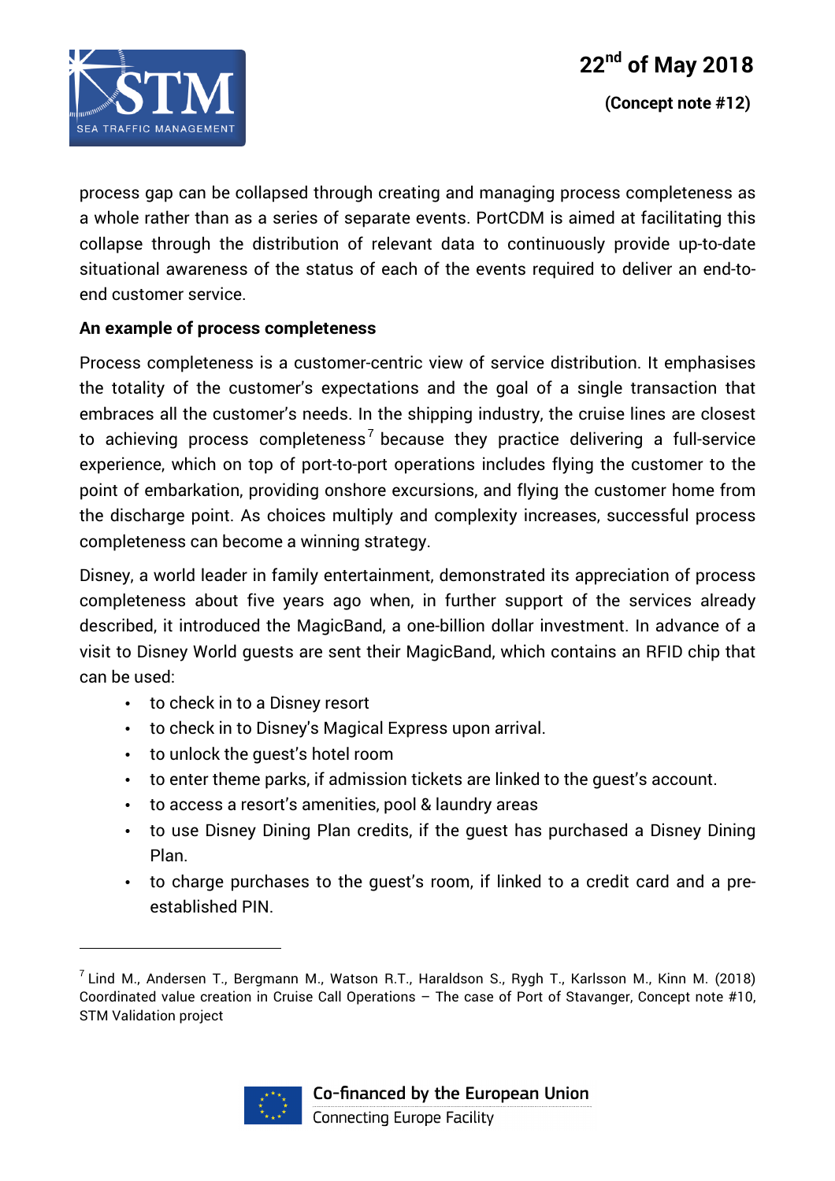process gap can be collapsed through creating and managing process completeness as a whole rather than as a series of separate events. PortCDM is aimed at facilitating this collapse through the distribution of relevant data to continuously provide up-to-date situational awareness of the status of each of the events required to deliver an end-to-end customer service.

**An example of process completeness**

Process completeness is a customer-centric view of service distribution. It emphasises the totality of the customer's expectations and the goal of a single transaction that embraces all the customer's needs. In the shipping industry, the cruise lines are closest to achieving process completeness[7] because they practice delivering a full-service experience, which on top of port-to-port operations includes flying the customer to the point of embarkation, providing onshore excursions, and flying the customer home from the discharge point. As choices multiply and complexity increases, successful process completeness can become a winning strategy.

Disney, a world leader in family entertainment, demonstrated its appreciation of process completeness about five years ago when, in further support of the services already described, it introduced the MagicBand, a one-billion dollar investment. In advance of a visit to Disney World guests are sent their MagicBand, which contains an RFID chip that can be used:

- to check in to a Disney resort
- to check in to Disney's Magical Express upon arrival.
- to unlock the guest's hotel room
- to enter theme parks, if admission tickets are linked to the guest's account.
- to access a resort's amenities, pool & laundry areas
- to use Disney Dining Plan credits, if the guest has purchased a Disney Dining Plan.
- to charge purchases to the guest's room, if linked to a credit card and a pre-established PIN.

[7] Lind M., Andersen T., Bergmann M., Watson R.T., Haraldson S., Rygh T., Karlsson M., Kinn M. (2018) Coordinated value creation in Cruise Call Operations – The case of Port of Stavanger, Concept note #10, STM Validation project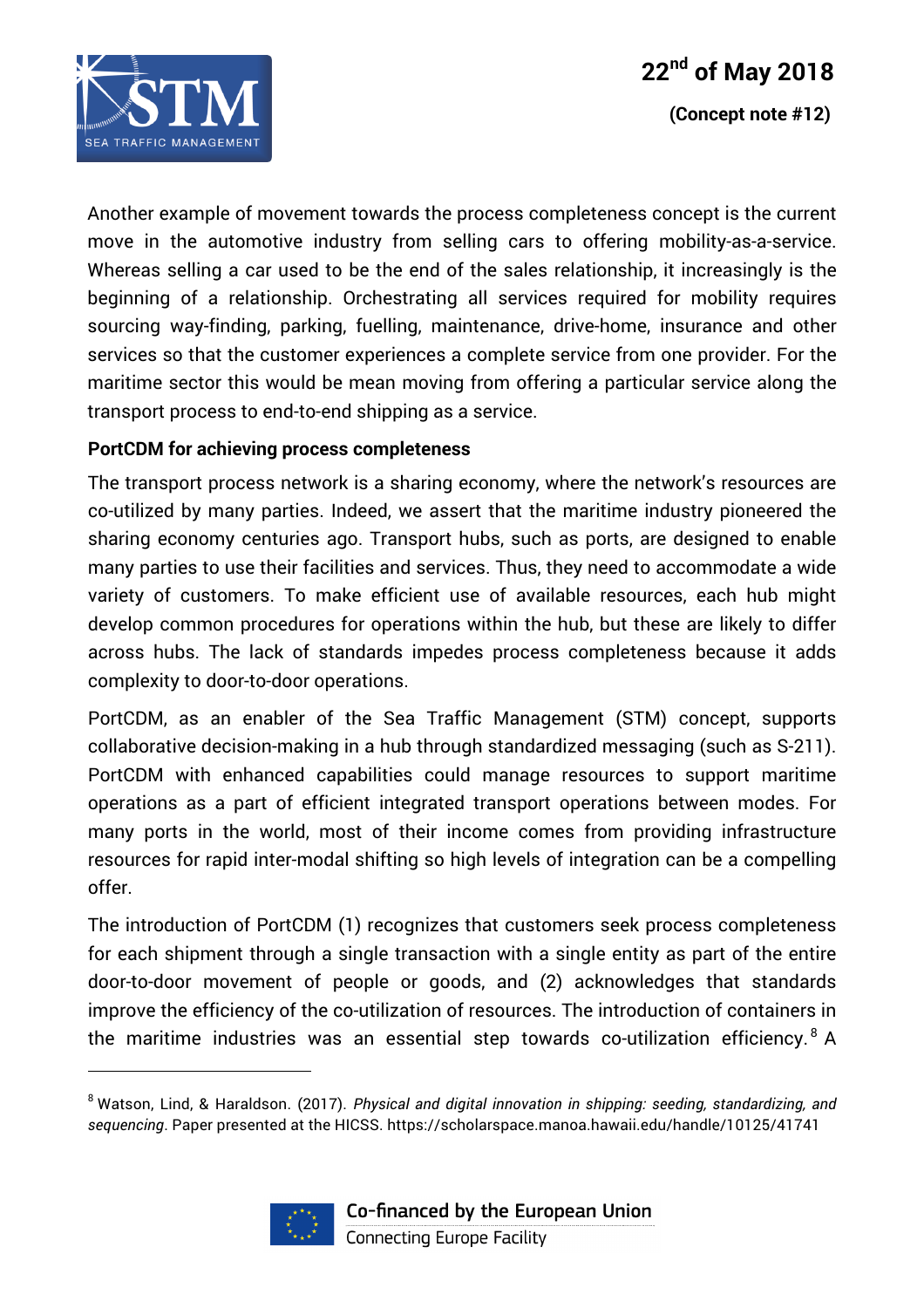Another example of movement towards the process completeness concept is the current move in the automotive industry from selling cars to offering mobility-as-a-service. Whereas selling a car used to be the end of the sales relationship, it increasingly is the beginning of a relationship. Orchestrating all services required for mobility requires sourcing way-finding, parking, fuelling, maintenance, drive-home, insurance and other services so that the customer experiences a complete service from one provider. For the maritime sector this would be mean moving from offering a particular service along the transport process to end-to-end shipping as a service.

**PortCDM for achieving process completeness**

The transport process network is a sharing economy, where the network's resources are co-utilized by many parties. Indeed, we assert that the maritime industry pioneered the sharing economy centuries ago. Transport hubs, such as ports, are designed to enable many parties to use their facilities and services. Thus, they need to accommodate a wide variety of customers. To make efficient use of available resources, each hub might develop common procedures for operations within the hub, but these are likely to differ across hubs. The lack of standards impedes process completeness because it adds complexity to door-to-door operations.

PortCDM, as an enabler of the Sea Traffic Management (STM) concept, supports collaborative decision-making in a hub through standardized messaging (such as S-211). PortCDM with enhanced capabilities could manage resources to support maritime operations as a part of efficient integrated transport operations between modes. For many ports in the world, most of their income comes from providing infrastructure resources for rapid inter-modal shifting so high levels of integration can be a compelling offer.

The introduction of PortCDM (1) recognizes that customers seek process completeness for each shipment through a single transaction with a single entity as part of the entire door-to-door movement of people or goods, and (2) acknowledges that standards improve the efficiency of the co-utilization of resources. The introduction of containers in the maritime industries was an essential step towards co-utilization efficiency.[8] A

[8] Watson, Lind, & Haraldson. (2017). *Physical and digital innovation in shipping: seeding, standardizing, and sequencing*. Paper presented at the HICSS. https://scholarspace.manoa.hawaii.edu/handle/10125/41741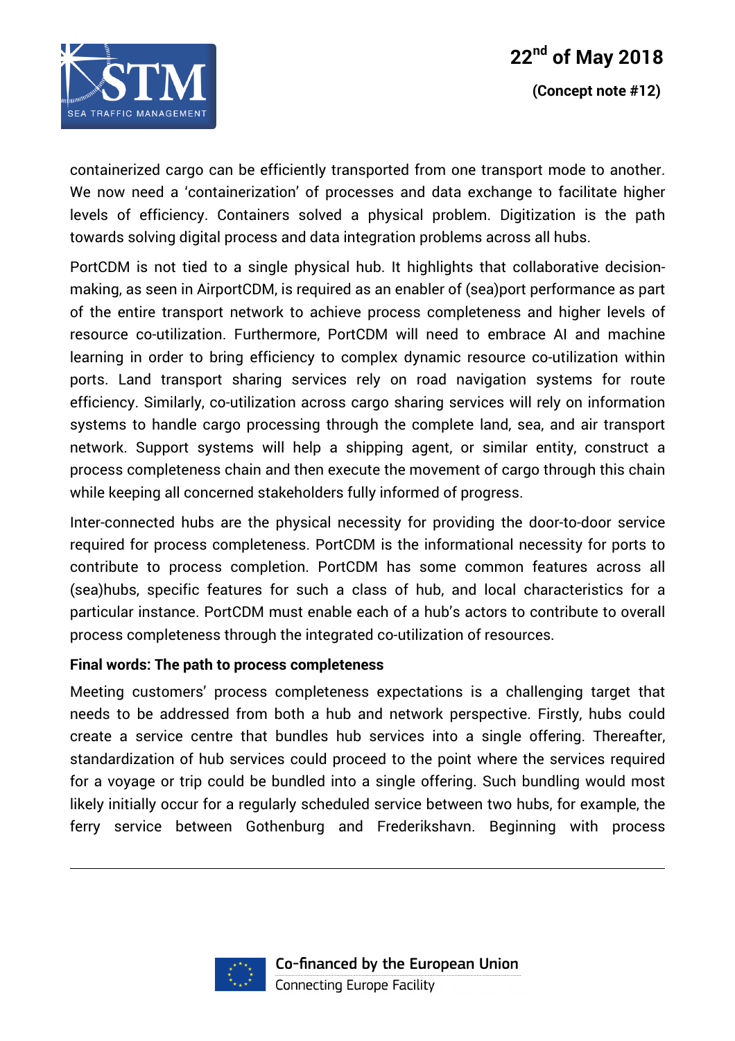containerized cargo can be efficiently transported from one transport mode to another. We now need a 'containerization' of processes and data exchange to facilitate higher levels of efficiency. Containers solved a physical problem. Digitization is the path towards solving digital process and data integration problems across all hubs.

PortCDM is not tied to a single physical hub. It highlights that collaborative decision-making, as seen in AirportCDM, is required as an enabler of (sea)port performance as part of the entire transport network to achieve process completeness and higher levels of resource co-utilization. Furthermore, PortCDM will need to embrace AI and machine learning in order to bring efficiency to complex dynamic resource co-utilization within ports. Land transport sharing services rely on road navigation systems for route efficiency. Similarly, co-utilization across cargo sharing services will rely on information systems to handle cargo processing through the complete land, sea, and air transport network. Support systems will help a shipping agent, or similar entity, construct a process completeness chain and then execute the movement of cargo through this chain while keeping all concerned stakeholders fully informed of progress.

Inter-connected hubs are the physical necessity for providing the door-to-door service required for process completeness. PortCDM is the informational necessity for ports to contribute to process completion. PortCDM has some common features across all (sea)hubs, specific features for such a class of hub, and local characteristics for a particular instance. PortCDM must enable each of a hub's actors to contribute to overall process completeness through the integrated co-utilization of resources.

**Final words: The path to process completeness**

Meeting customers' process completeness expectations is a challenging target that needs to be addressed from both a hub and network perspective. Firstly, hubs could create a service centre that bundles hub services into a single offering. Thereafter, standardization of hub services could proceed to the point where the services required for a voyage or trip could be bundled into a single offering. Such bundling would most likely initially occur for a regularly scheduled service between two hubs, for example, the ferry service between Gothenburg and Frederikshavn. Beginning with process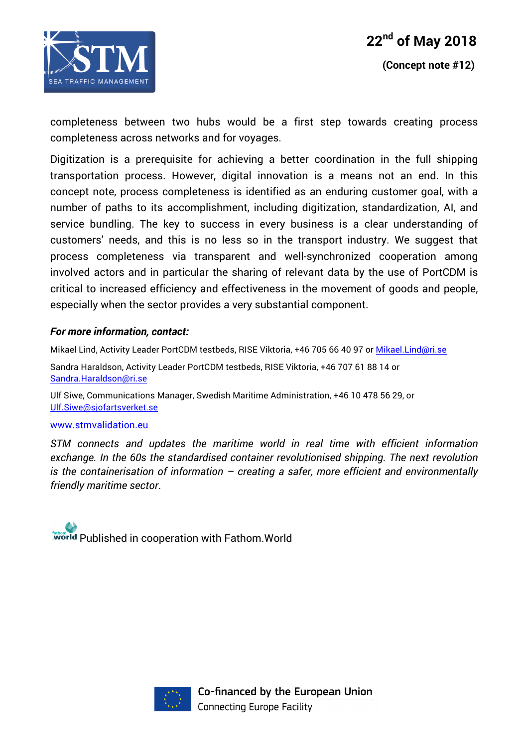completeness between two hubs would be a first step towards creating process completeness across networks and for voyages.

Digitization is a prerequisite for achieving a better coordination in the full shipping transportation process. However, digital innovation is a means not an end. In this concept note, process completeness is identified as an enduring customer goal, with a number of paths to its accomplishment, including digitization, standardization, AI, and service bundling. The key to success in every business is a clear understanding of customers' needs, and this is no less so in the transport industry. We suggest that process completeness via transparent and well-synchronized cooperation among involved actors and in particular the sharing of relevant data by the use of PortCDM is critical to increased efficiency and effectiveness in the movement of goods and people, especially when the sector provides a very substantial component.

***For more information, contact:***

Mikael Lind, Activity Leader PortCDM testbeds, RISE Viktoria, +46 705 66 40 97 or Mikael.Lind@ri.se

Sandra Haraldson, Activity Leader PortCDM testbeds, RISE Viktoria, +46 707 61 88 14 or Sandra.Haraldson@ri.se

Ulf Siwe, Communications Manager, Swedish Maritime Administration, +46 10 478 56 29, or Ulf.Siwe@sjofartsverket.se

www.stmvalidation.eu

*STM connects and updates the maritime world in real time with efficient information exchange. In the 60s the standardised container revolutionised shipping. The next revolution is the containerisation of information – creating a safer, more efficient and environmentally friendly maritime sector.*

Published in cooperation with Fathom.World

Co-financed by the European Union
Connecting Europe Facility